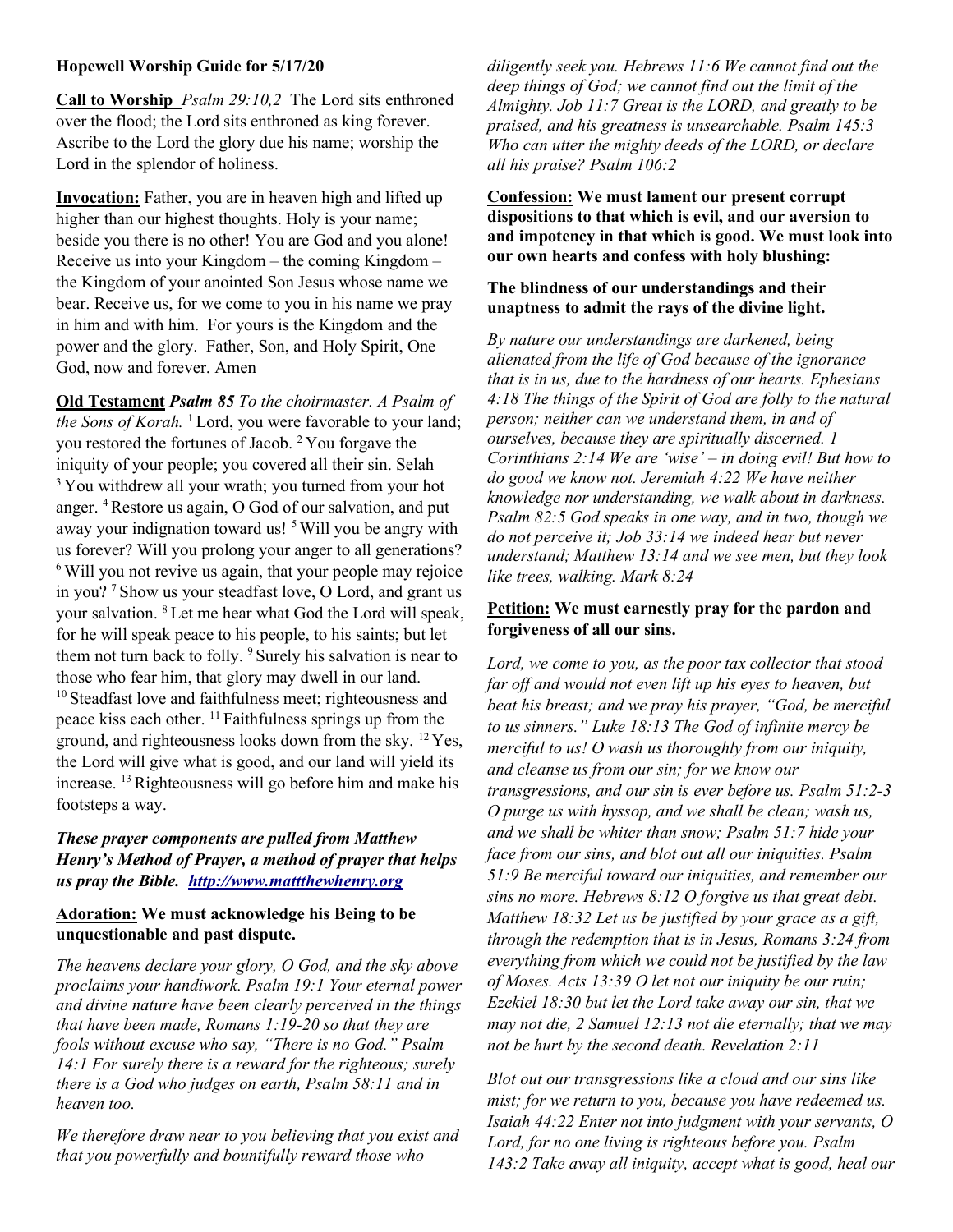**Hopewell Worship Guide for 5/17/20**

**Call to Worship** *Psalm 29:10,2* The Lord sits enthroned over the flood; the Lord sits enthroned as king forever. Ascribe to the Lord the glory due his name; worship the Lord in the splendor of holiness.

**Invocation:** Father, you are in heaven high and lifted up higher than our highest thoughts. Holy is your name; beside you there is no other! You are God and you alone! Receive us into your Kingdom – the coming Kingdom – the Kingdom of your anointed Son Jesus whose name we bear. Receive us, for we come to you in his name we pray in him and with him. For yours is the Kingdom and the power and the glory. Father, Son, and Holy Spirit, One God, now and forever. Amen

**Old Testament** ***Psalm 85*** *To the choirmaster. A Psalm of the Sons of Korah.* [1] Lord, you were favorable to your land; you restored the fortunes of Jacob. [2] You forgave the iniquity of your people; you covered all their sin. Selah [3] You withdrew all your wrath; you turned from your hot anger. [4] Restore us again, O God of our salvation, and put away your indignation toward us! [5] Will you be angry with us forever? Will you prolong your anger to all generations? [6] Will you not revive us again, that your people may rejoice in you? [7] Show us your steadfast love, O Lord, and grant us your salvation. [8] Let me hear what God the Lord will speak, for he will speak peace to his people, to his saints; but let them not turn back to folly. [9] Surely his salvation is near to those who fear him, that glory may dwell in our land. [10] Steadfast love and faithfulness meet; righteousness and peace kiss each other. [11] Faithfulness springs up from the ground, and righteousness looks down from the sky. [12] Yes, the Lord will give what is good, and our land will yield its increase. [13] Righteousness will go before him and make his footsteps a way.

***These prayer components are pulled from Matthew Henry's Method of Prayer, a method of prayer that helps us pray the Bible. http://www.mattthewhenry.org***

**Adoration: We must acknowledge his Being to be unquestionable and past dispute.**

*The heavens declare your glory, O God, and the sky above proclaims your handiwork. Psalm 19:1 Your eternal power and divine nature have been clearly perceived in the things that have been made, Romans 1:19-20 so that they are fools without excuse who say, "There is no God." Psalm 14:1 For surely there is a reward for the righteous; surely there is a God who judges on earth, Psalm 58:11 and in heaven too.*

*We therefore draw near to you believing that you exist and that you powerfully and bountifully reward those who diligently seek you. Hebrews 11:6 We cannot find out the deep things of God; we cannot find out the limit of the Almighty. Job 11:7 Great is the LORD, and greatly to be praised, and his greatness is unsearchable. Psalm 145:3 Who can utter the mighty deeds of the LORD, or declare all his praise? Psalm 106:2*

**Confession: We must lament our present corrupt dispositions to that which is evil, and our aversion to and impotency in that which is good. We must look into our own hearts and confess with holy blushing:**

**The blindness of our understandings and their unaptness to admit the rays of the divine light.**

*By nature our understandings are darkened, being alienated from the life of God because of the ignorance that is in us, due to the hardness of our hearts. Ephesians 4:18 The things of the Spirit of God are folly to the natural person; neither can we understand them, in and of ourselves, because they are spiritually discerned. 1 Corinthians 2:14 We are 'wise' – in doing evil! But how to do good we know not. Jeremiah 4:22 We have neither knowledge nor understanding, we walk about in darkness. Psalm 82:5 God speaks in one way, and in two, though we do not perceive it; Job 33:14 we indeed hear but never understand; Matthew 13:14 and we see men, but they look like trees, walking. Mark 8:24*

**Petition: We must earnestly pray for the pardon and forgiveness of all our sins.**

*Lord, we come to you, as the poor tax collector that stood far off and would not even lift up his eyes to heaven, but beat his breast; and we pray his prayer, "God, be merciful to us sinners." Luke 18:13 The God of infinite mercy be merciful to us! O wash us thoroughly from our iniquity, and cleanse us from our sin; for we know our transgressions, and our sin is ever before us. Psalm 51:2-3 O purge us with hyssop, and we shall be clean; wash us, and we shall be whiter than snow; Psalm 51:7 hide your face from our sins, and blot out all our iniquities. Psalm 51:9 Be merciful toward our iniquities, and remember our sins no more. Hebrews 8:12 O forgive us that great debt. Matthew 18:32 Let us be justified by your grace as a gift, through the redemption that is in Jesus, Romans 3:24 from everything from which we could not be justified by the law of Moses. Acts 13:39 O let not our iniquity be our ruin; Ezekiel 18:30 but let the Lord take away our sin, that we may not die, 2 Samuel 12:13 not die eternally; that we may not be hurt by the second death. Revelation 2:11*

*Blot out our transgressions like a cloud and our sins like mist; for we return to you, because you have redeemed us. Isaiah 44:22 Enter not into judgment with your servants, O Lord, for no one living is righteous before you. Psalm 143:2 Take away all iniquity, accept what is good, heal our*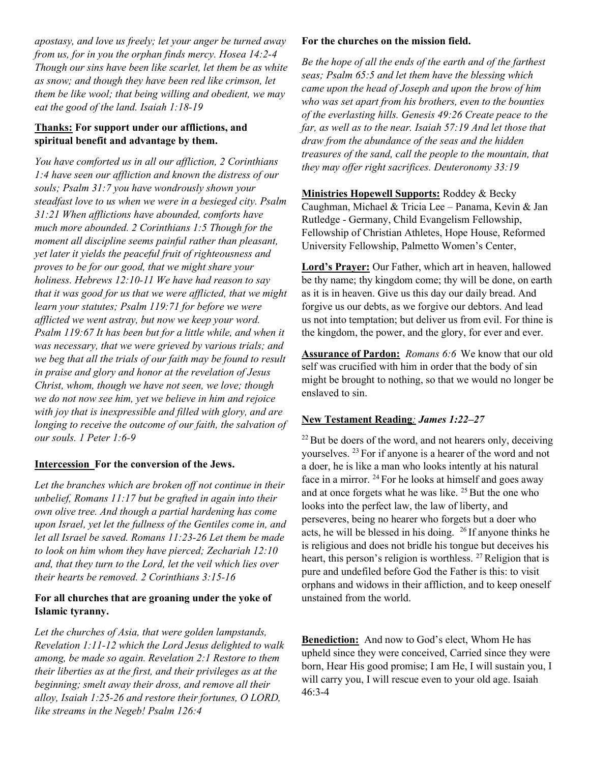*apostasy, and love us freely; let your anger be turned away from us, for in you the orphan finds mercy. Hosea 14:2-4 Though our sins have been like scarlet, let them be as white as snow; and though they have been red like crimson, let them be like wool; that being willing and obedient, we may eat the good of the land. Isaiah 1:18-19*

**Thanks: For support under our afflictions, and spiritual benefit and advantage by them.**

*You have comforted us in all our affliction, 2 Corinthians 1:4 have seen our affliction and known the distress of our souls; Psalm 31:7 you have wondrously shown your steadfast love to us when we were in a besieged city. Psalm 31:21 When afflictions have abounded, comforts have much more abounded. 2 Corinthians 1:5 Though for the moment all discipline seems painful rather than pleasant, yet later it yields the peaceful fruit of righteousness and proves to be for our good, that we might share your holiness. Hebrews 12:10-11 We have had reason to say that it was good for us that we were afflicted, that we might learn your statutes; Psalm 119:71 for before we were afflicted we went astray, but now we keep your word. Psalm 119:67 It has been but for a little while, and when it was necessary, that we were grieved by various trials; and we beg that all the trials of our faith may be found to result in praise and glory and honor at the revelation of Jesus Christ, whom, though we have not seen, we love; though we do not now see him, yet we believe in him and rejoice with joy that is inexpressible and filled with glory, and are longing to receive the outcome of our faith, the salvation of our souls. 1 Peter 1:6-9*

**Intercession For the conversion of the Jews.**

*Let the branches which are broken off not continue in their unbelief, Romans 11:17 but be grafted in again into their own olive tree. And though a partial hardening has come upon Israel, yet let the fullness of the Gentiles come in, and let all Israel be saved. Romans 11:23-26 Let them be made to look on him whom they have pierced; Zechariah 12:10 and, that they turn to the Lord, let the veil which lies over their hearts be removed. 2 Corinthians 3:15-16*

**For all churches that are groaning under the yoke of Islamic tyranny.**

*Let the churches of Asia, that were golden lampstands, Revelation 1:11-12 which the Lord Jesus delighted to walk among, be made so again. Revelation 2:1 Restore to them their liberties as at the first, and their privileges as at the beginning; smelt away their dross, and remove all their alloy, Isaiah 1:25-26 and restore their fortunes, O LORD, like streams in the Negeb! Psalm 126:4*

**For the churches on the mission field.**

*Be the hope of all the ends of the earth and of the farthest seas; Psalm 65:5 and let them have the blessing which came upon the head of Joseph and upon the brow of him who was set apart from his brothers, even to the bounties of the everlasting hills. Genesis 49:26 Create peace to the far, as well as to the near. Isaiah 57:19 And let those that draw from the abundance of the seas and the hidden treasures of the sand, call the people to the mountain, that they may offer right sacrifices. Deuteronomy 33:19*

**Ministries Hopewell Supports:** Roddey & Becky Caughman, Michael & Tricia Lee – Panama, Kevin & Jan Rutledge - Germany, Child Evangelism Fellowship, Fellowship of Christian Athletes, Hope House, Reformed University Fellowship, Palmetto Women's Center,

**Lord's Prayer:** Our Father, which art in heaven, hallowed be thy name; thy kingdom come; thy will be done, on earth as it is in heaven. Give us this day our daily bread. And forgive us our debts, as we forgive our debtors. And lead us not into temptation; but deliver us from evil. For thine is the kingdom, the power, and the glory, for ever and ever.

**Assurance of Pardon:** *Romans 6:6* We know that our old self was crucified with him in order that the body of sin might be brought to nothing, so that we would no longer be enslaved to sin.

**New Testament Reading: *James 1:22–27***

[22] But be doers of the word, and not hearers only, deceiving yourselves. [23] For if anyone is a hearer of the word and not a doer, he is like a man who looks intently at his natural face in a mirror. [24] For he looks at himself and goes away and at once forgets what he was like. [25] But the one who looks into the perfect law, the law of liberty, and perseveres, being no hearer who forgets but a doer who acts, he will be blessed in his doing. [26] If anyone thinks he is religious and does not bridle his tongue but deceives his heart, this person's religion is worthless. [27] Religion that is pure and undefiled before God the Father is this: to visit orphans and widows in their affliction, and to keep oneself unstained from the world.

**Benediction:** And now to God's elect, Whom He has upheld since they were conceived, Carried since they were born, Hear His good promise; I am He, I will sustain you, I will carry you, I will rescue even to your old age. Isaiah 46:3-4